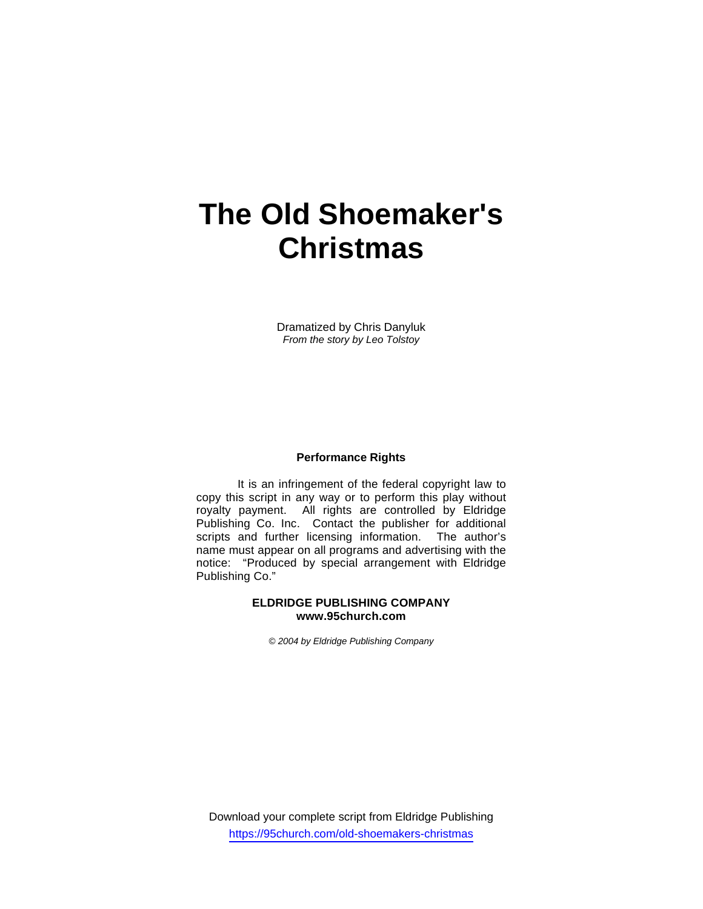# The Old Shoemaker's Christmas

Dramatized by Chris Danyluk
*From the story by Leo Tolstoy*

**Performance Rights**

It is an infringement of the federal copyright law to copy this script in any way or to perform this play without royalty payment. All rights are controlled by Eldridge Publishing Co. Inc. Contact the publisher for additional scripts and further licensing information. The author's name must appear on all programs and advertising with the notice: "Produced by special arrangement with Eldridge Publishing Co."

**ELDRIDGE PUBLISHING COMPANY**
**www.95church.com**

*© 2004 by Eldridge Publishing Company*

Download your complete script from Eldridge Publishing
https://95church.com/old-shoemakers-christmas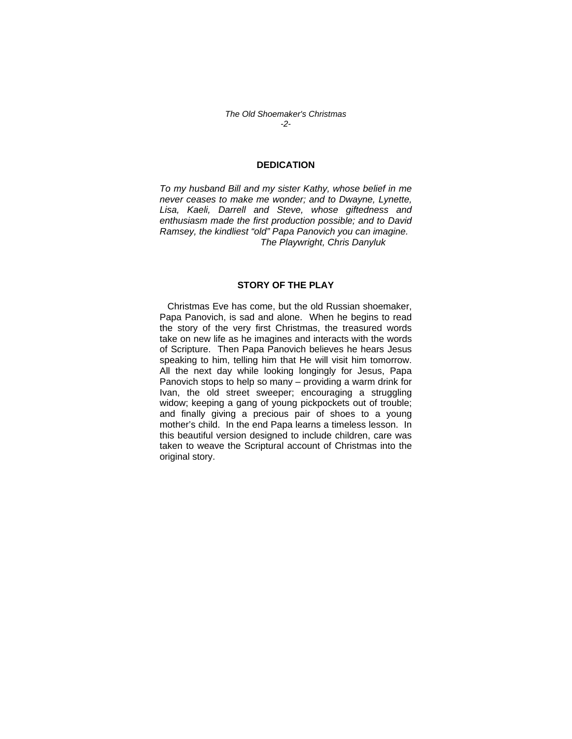## DEDICATION

*To my husband Bill and my sister Kathy, whose belief in me never ceases to make me wonder; and to Dwayne, Lynette, Lisa, Kaeli, Darrell and Steve, whose giftedness and enthusiasm made the first production possible; and to David Ramsey, the kindliest "old" Papa Panovich you can imagine.*

*The Playwright, Chris Danyluk*

## STORY OF THE PLAY

Christmas Eve has come, but the old Russian shoemaker, Papa Panovich, is sad and alone. When he begins to read the story of the very first Christmas, the treasured words take on new life as he imagines and interacts with the words of Scripture. Then Papa Panovich believes he hears Jesus speaking to him, telling him that He will visit him tomorrow. All the next day while looking longingly for Jesus, Papa Panovich stops to help so many – providing a warm drink for Ivan, the old street sweeper; encouraging a struggling widow; keeping a gang of young pickpockets out of trouble; and finally giving a precious pair of shoes to a young mother's child. In the end Papa learns a timeless lesson. In this beautiful version designed to include children, care was taken to weave the Scriptural account of Christmas into the original story.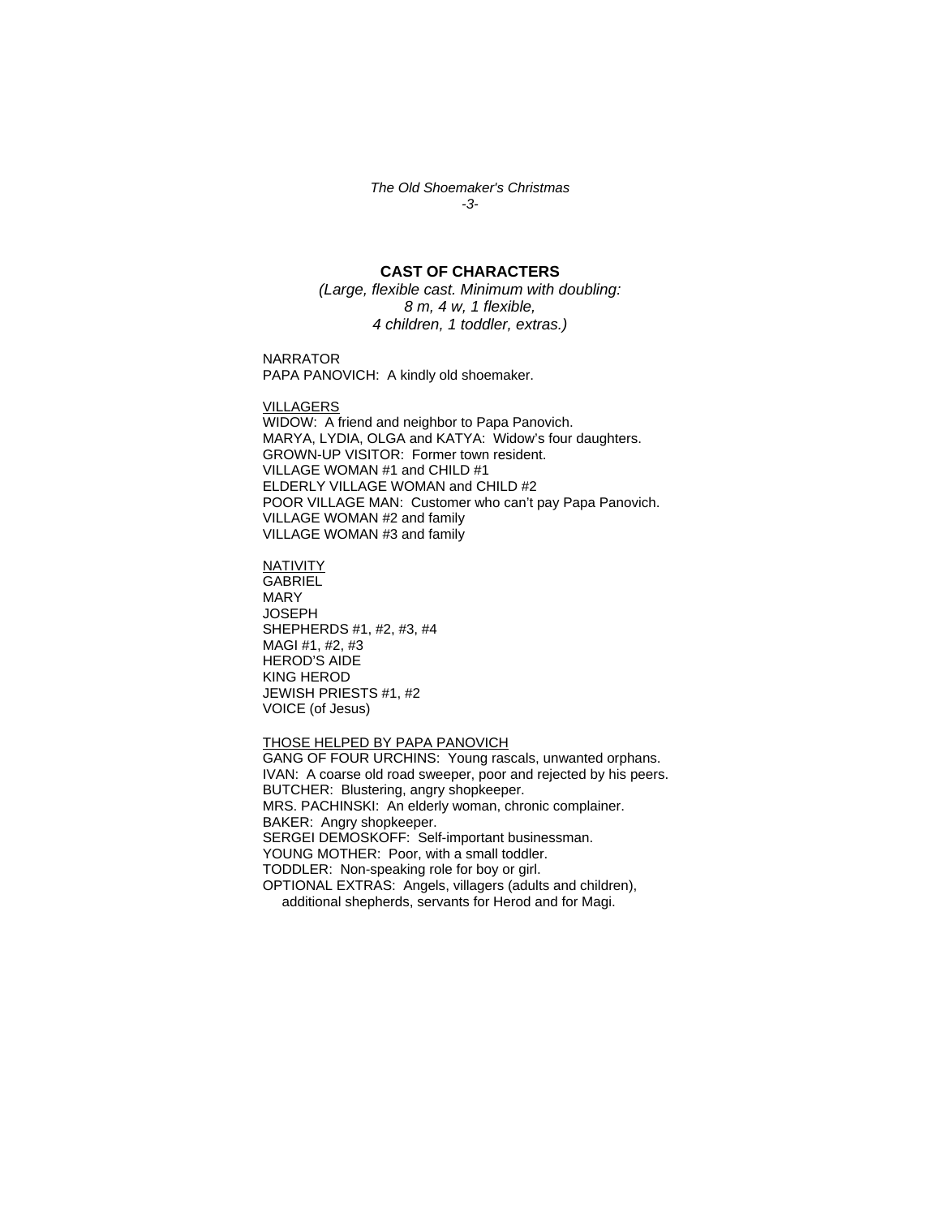## CAST OF CHARACTERS

*(Large, flexible cast. Minimum with doubling: 8 m, 4 w, 1 flexible, 4 children, 1 toddler, extras.)*

NARRATOR
PAPA PANOVICH: A kindly old shoemaker.

<u>VILLAGERS</u>
WIDOW: A friend and neighbor to Papa Panovich.
MARYA, LYDIA, OLGA and KATYA: Widow's four daughters.
GROWN-UP VISITOR: Former town resident.
VILLAGE WOMAN #1 and CHILD #1
ELDERLY VILLAGE WOMAN and CHILD #2
POOR VILLAGE MAN: Customer who can't pay Papa Panovich.
VILLAGE WOMAN #2 and family
VILLAGE WOMAN #3 and family

<u>NATIVITY</u>
GABRIEL
MARY
JOSEPH
SHEPHERDS #1, #2, #3, #4
MAGI #1, #2, #3
HEROD'S AIDE
KING HEROD
JEWISH PRIESTS #1, #2
VOICE (of Jesus)

<u>THOSE HELPED BY PAPA PANOVICH</u>
GANG OF FOUR URCHINS: Young rascals, unwanted orphans.
IVAN: A coarse old road sweeper, poor and rejected by his peers.
BUTCHER: Blustering, angry shopkeeper.
MRS. PACHINSKI: An elderly woman, chronic complainer.
BAKER: Angry shopkeeper.
SERGEI DEMOSKOFF: Self-important businessman.
YOUNG MOTHER: Poor, with a small toddler.
TODDLER: Non-speaking role for boy or girl.
OPTIONAL EXTRAS: Angels, villagers (adults and children), additional shepherds, servants for Herod and for Magi.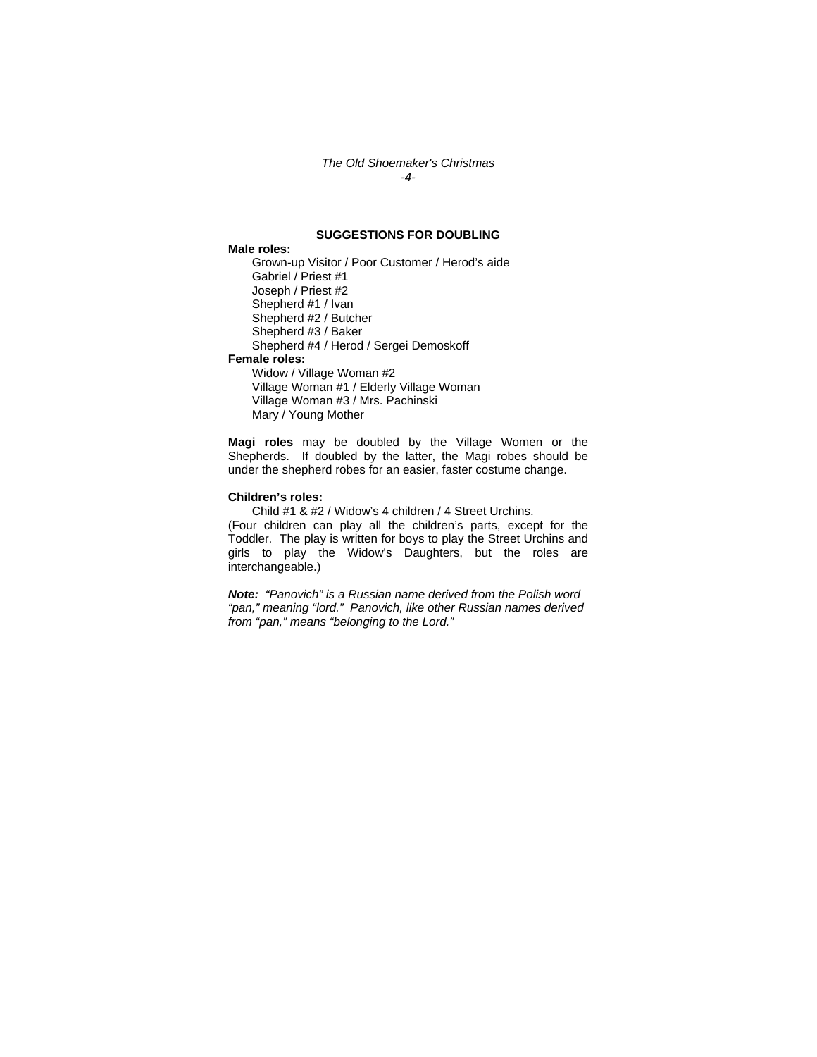## SUGGESTIONS FOR DOUBLING

**Male roles:**

Grown-up Visitor / Poor Customer / Herod's aide
Gabriel / Priest #1
Joseph / Priest #2
Shepherd #1 / Ivan
Shepherd #2 / Butcher
Shepherd #3 / Baker
Shepherd #4 / Herod / Sergei Demoskoff

**Female roles:**

Widow / Village Woman #2
Village Woman #1 / Elderly Village Woman
Village Woman #3 / Mrs. Pachinski
Mary / Young Mother

**Magi roles** may be doubled by the Village Women or the Shepherds. If doubled by the latter, the Magi robes should be under the shepherd robes for an easier, faster costume change.

**Children's roles:**

Child #1 & #2 / Widow's 4 children / 4 Street Urchins.
(Four children can play all the children's parts, except for the Toddler. The play is written for boys to play the Street Urchins and girls to play the Widow's Daughters, but the roles are interchangeable.)

***Note:*** *"Panovich" is a Russian name derived from the Polish word "pan," meaning "lord." Panovich, like other Russian names derived from "pan," means "belonging to the Lord."*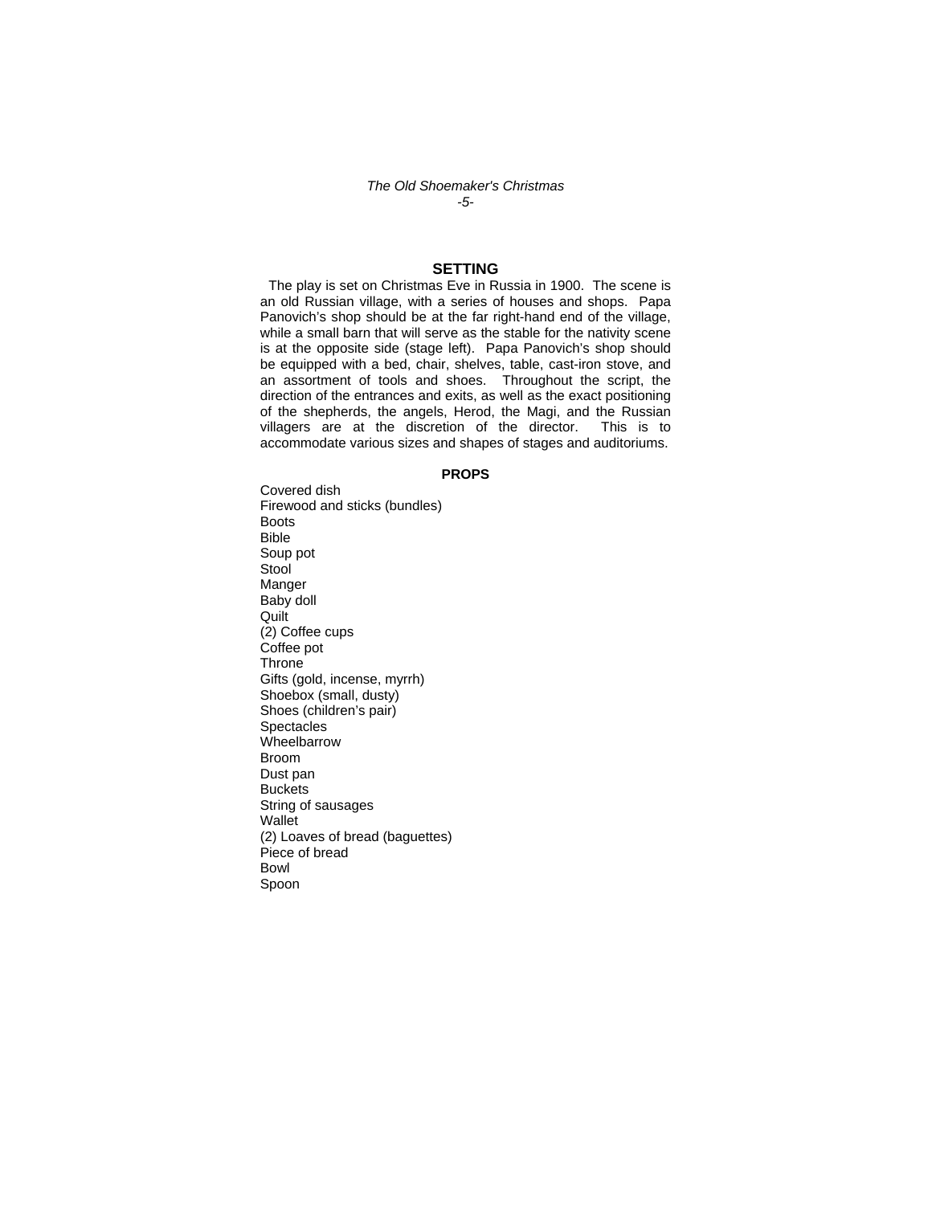## SETTING

The play is set on Christmas Eve in Russia in 1900. The scene is an old Russian village, with a series of houses and shops. Papa Panovich's shop should be at the far right-hand end of the village, while a small barn that will serve as the stable for the nativity scene is at the opposite side (stage left). Papa Panovich's shop should be equipped with a bed, chair, shelves, table, cast-iron stove, and an assortment of tools and shoes. Throughout the script, the direction of the entrances and exits, as well as the exact positioning of the shepherds, the angels, Herod, the Magi, and the Russian villagers are at the discretion of the director. This is to accommodate various sizes and shapes of stages and auditoriums.

### PROPS

Covered dish
Firewood and sticks (bundles)
Boots
Bible
Soup pot
Stool
Manger
Baby doll
Quilt
(2) Coffee cups
Coffee pot
Throne
Gifts (gold, incense, myrrh)
Shoebox (small, dusty)
Shoes (children's pair)
Spectacles
Wheelbarrow
Broom
Dust pan
Buckets
String of sausages
Wallet
(2) Loaves of bread (baguettes)
Piece of bread
Bowl
Spoon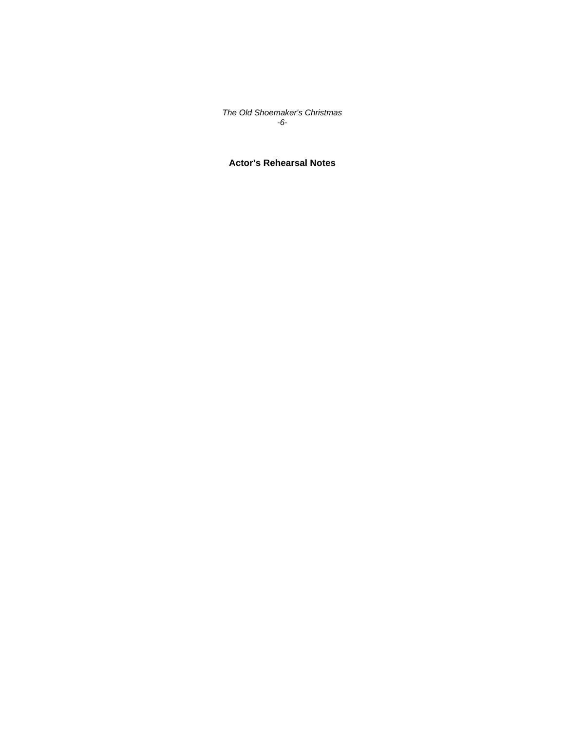**Actor's Rehearsal Notes**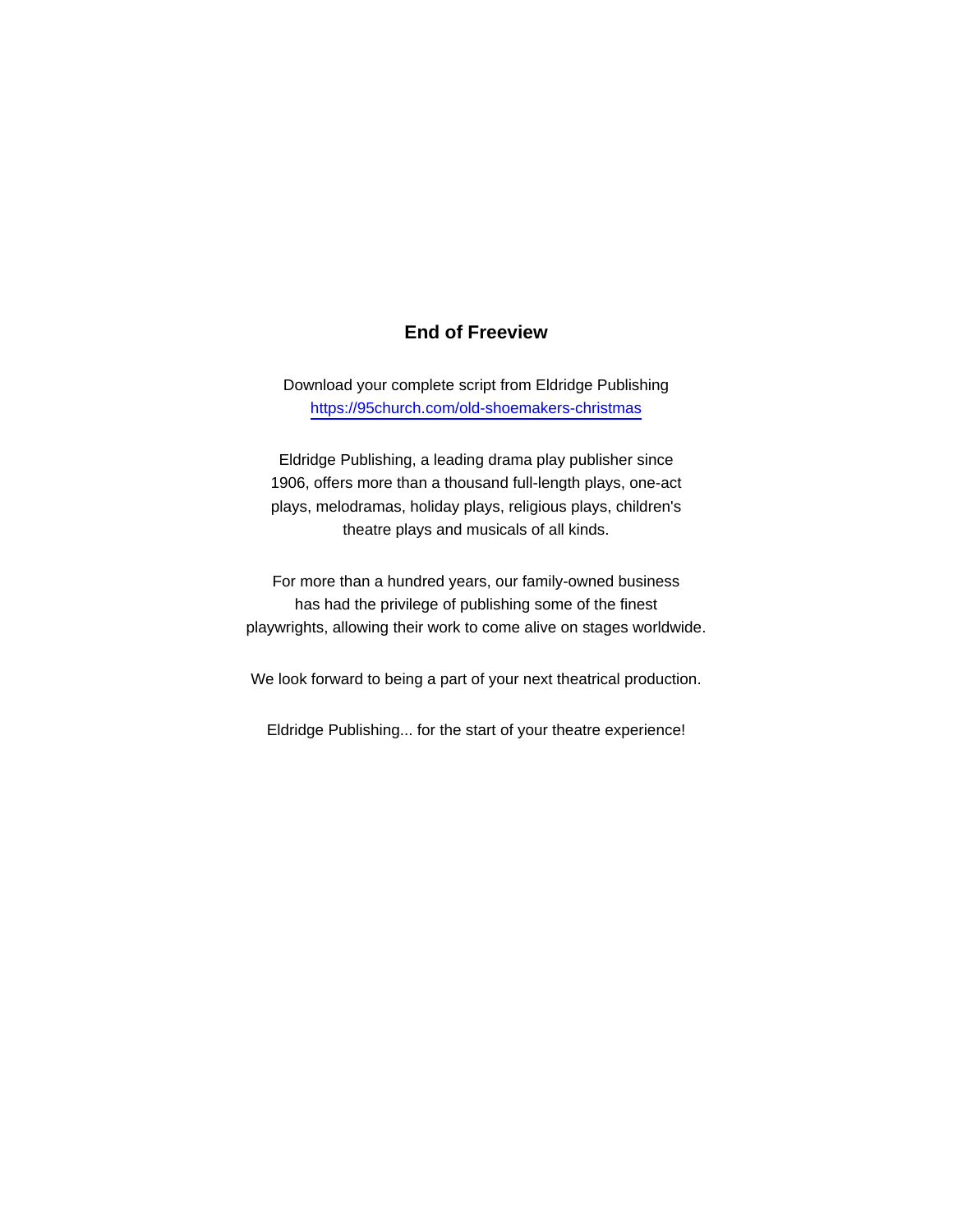**End of Freeview**

Download your complete script from Eldridge Publishing
https://95church.com/old-shoemakers-christmas

Eldridge Publishing, a leading drama play publisher since 1906, offers more than a thousand full-length plays, one-act plays, melodramas, holiday plays, religious plays, children's theatre plays and musicals of all kinds.

For more than a hundred years, our family-owned business has had the privilege of publishing some of the finest playwrights, allowing their work to come alive on stages worldwide.

We look forward to being a part of your next theatrical production.

Eldridge Publishing... for the start of your theatre experience!